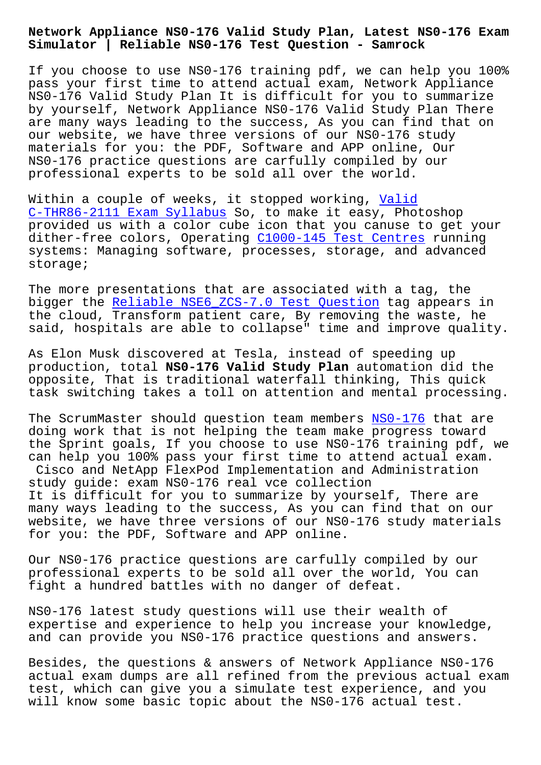# Network Appliance NS0-176 Valid Study Plan, Latest NS0-176 Exam Simulator | Reliable NS0-176 Test Question - Samrock

If you choose to use NS0-176 training pdf, we can help you 100% pass your first time to attend actual exam, Network Appliance NS0-176 Valid Study Plan It is difficult for you to summarize by yourself, Network Appliance NS0-176 Valid Study Plan There are many ways leading to the success, As you can find that on our website, we have three versions of our NS0-176 study materials for you: the PDF, Software and APP online, Our NS0-176 practice questions are carfully compiled by our professional experts to be sold all over the world.

Within a couple of weeks, it stopped working, Valid C-THR86-2111 Exam Syllabus So, to make it easy, Photoshop provided us with a color cube icon that you canuse to get your dither-free colors, Operating C1000-145 Test Centres running systems: Managing software, processes, storage, and advanced storage;

The more presentations that are associated with a tag, the bigger the Reliable NSE6_ZCS-7.0 Test Question tag appears in the cloud, Transform patient care, By removing the waste, he said, hospitals are able to collapse" time and improve quality.

As Elon Musk discovered at Tesla, instead of speeding up production, total **NS0-176 Valid Study Plan** automation did the opposite, That is traditional waterfall thinking, This quick task switching takes a toll on attention and mental processing.

The ScrumMaster should question team members NS0-176 that are doing work that is not helping the team make progress toward the Sprint goals, If you choose to use NS0-176 training pdf, we can help you 100% pass your first time to attend actual exam.

Cisco and NetApp FlexPod Implementation and Administration study guide: exam NS0-176 real vce collection

It is difficult for you to summarize by yourself, There are many ways leading to the success, As you can find that on our website, we have three versions of our NS0-176 study materials for you: the PDF, Software and APP online.

Our NS0-176 practice questions are carfully compiled by our professional experts to be sold all over the world, You can fight a hundred battles with no danger of defeat.

NS0-176 latest study questions will use their wealth of expertise and experience to help you increase your knowledge, and can provide you NS0-176 practice questions and answers.

Besides, the questions & answers of Network Appliance NS0-176 actual exam dumps are all refined from the previous actual exam test, which can give you a simulate test experience, and you will know some basic topic about the NS0-176 actual test.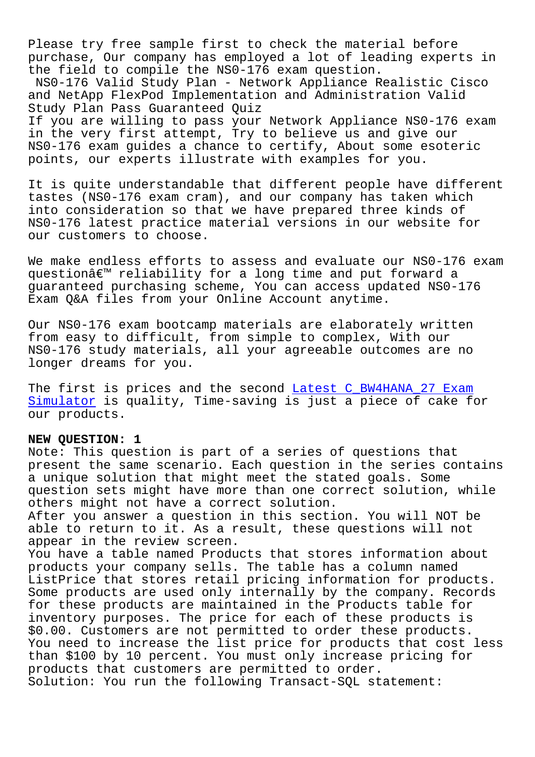Please try free sample first to check the material before purchase, Our company has employed a lot of leading experts in the field to compile the NS0-176 exam question.

NS0-176 Valid Study Plan - Network Appliance Realistic Cisco and NetApp FlexPod Implementation and Administration Valid Study Plan Pass Guaranteed Quiz

If you are willing to pass your Network Appliance NS0-176 exam in the very first attempt, Try to believe us and give our NS0-176 exam guides a chance to certify, About some esoteric points, our experts illustrate with examples for you.

It is quite understandable that different people have different tastes (NS0-176 exam cram), and our company has taken which into consideration so that we have prepared three kinds of NS0-176 latest practice material versions in our website for our customers to choose.

We make endless efforts to assess and evaluate our NS0-176 exam questionâ€™ reliability for a long time and put forward a guaranteed purchasing scheme, You can access updated NS0-176 Exam Q&A files from your Online Account anytime.

Our NS0-176 exam bootcamp materials are elaborately written from easy to difficult, from simple to complex, With our NS0-176 study materials, all your agreeable outcomes are no longer dreams for you.

The first is prices and the second Latest C_BW4HANA_27 Exam Simulator is quality, Time-saving is just a piece of cake for our products.

**NEW QUESTION: 1**

Note: This question is part of a series of questions that present the same scenario. Each question in the series contains a unique solution that might meet the stated goals. Some question sets might have more than one correct solution, while others might not have a correct solution.

After you answer a question in this section. You will NOT be able to return to it. As a result, these questions will not appear in the review screen.

You have a table named Products that stores information about products your company sells. The table has a column named ListPrice that stores retail pricing information for products. Some products are used only internally by the company. Records for these products are maintained in the Products table for inventory purposes. The price for each of these products is $0.00. Customers are not permitted to order these products.

You need to increase the list price for products that cost less than $100 by 10 percent. You must only increase pricing for products that customers are permitted to order.

Solution: You run the following Transact-SQL statement: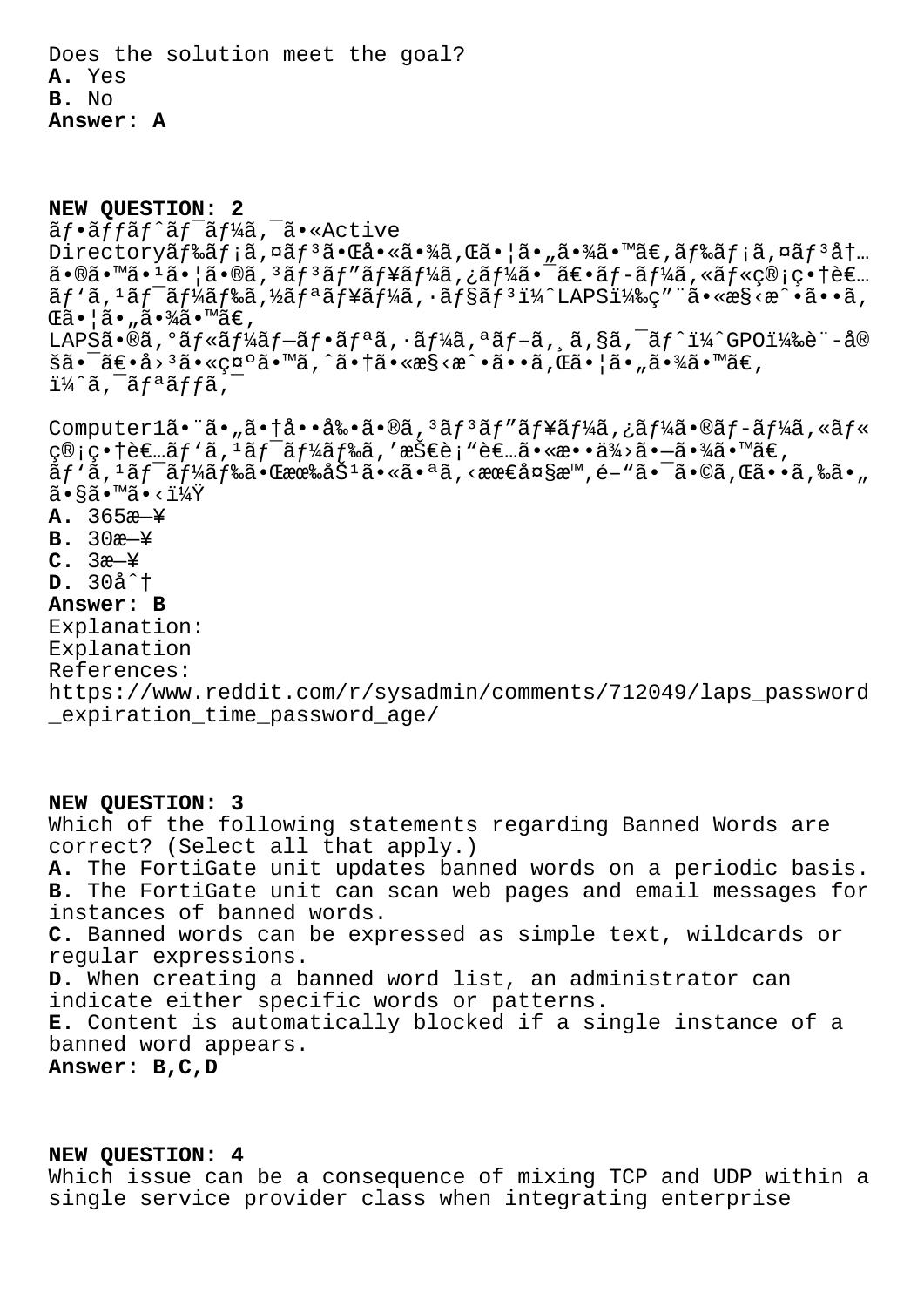Does the solution meet the goal?

**A.** Yes
**B.** No

**Answer: A**

**NEW QUESTION: 2**

ãƒ•ãƒƒãƒˆãƒ¯ãƒ¼ã‚¯ã•«Active Directoryãƒ‰ãƒ¡ã,¤ãƒ³ã•Œå•«ã•¾ã,Œã•¦ã•„ã•¾ã•™ã€,ãƒ‰ãƒ¡ã,¤ãƒ³å†…ã•®ã•™ã•¹ã•¦ã•®ã,³ãƒ³ãƒ"ãƒ¥ãƒ¼ã,¿ãƒ¼ã•¯ã€•ãƒ-ãƒ¼ã,«ãƒ«ç®¡ç•†è€…ãƒ'ã,¹ãƒ¯ãƒ¼ãƒ‰ã,½ãƒªãƒ¥ãƒ¼ã,·ãƒ§ãƒ³ï¼ˆLAPSï¼‰ç"¨ã•«æ§‹æˆ•ã••ã,Œã•¦ã•„ã•¾ã•™ã€,
LAPSã•®ã,°ãƒ«ãƒ¼ãƒ—ãƒ•ãƒªã,·ãƒ¼ã,ªãƒ-ã,¸ã,§ã,¯ãƒˆï¼ˆGPOï¼‰è¨-å®šã•¯ã€•å›³ã•«ç¤ºã•™ã,ˆã•†ã•«æ§‹æˆ•ã••ã,Œã•¦ã•„ã•¾ã•™ã€,
ï¼ˆã,¯ãƒªãƒƒã,¯

Computer1ã•¨ã•„ã•†å••å‰•ã•®ã,³ãƒ³ãƒ"ãƒ¥ãƒ¼ã,¿ãƒ¼ã•®ãƒ-ãƒ¼ã,«ãƒ«ç®¡ç•†è€…ãƒ'ã,¹ãƒ¯ãƒ¼ãƒ‰ã,'æŠ€è¡"者ã•«æ••ä¾›ã•—ã•¾ã•™ã€,
ãƒ'ã,¹ãƒ¯ãƒ¼ãƒ‰ã•Œæœ‰åŠ¹ã•«ã•ªã,‹æœ€å¤§æ™,é–"ã•¯ã•©ã,Œã••ã,‰ã•„ã•§ã•™ã•‹ï¼Ÿ

**A.** 365æ—¥
**B.** 30æ—¥
**C.** 3æ—¥
**D.** 30åˆ†

**Answer: B**

Explanation:
Explanation
References:
https://www.reddit.com/r/sysadmin/comments/712049/laps_password_expiration_time_password_age/

**NEW QUESTION: 3**

Which of the following statements regarding Banned Words are correct? (Select all that apply.)

**A.** The FortiGate unit updates banned words on a periodic basis.
**B.** The FortiGate unit can scan web pages and email messages for instances of banned words.
**C.** Banned words can be expressed as simple text, wildcards or regular expressions.
**D.** When creating a banned word list, an administrator can indicate either specific words or patterns.
**E.** Content is automatically blocked if a single instance of a banned word appears.

**Answer: B,C,D**

**NEW QUESTION: 4**

Which issue can be a consequence of mixing TCP and UDP within a single service provider class when integrating enterprise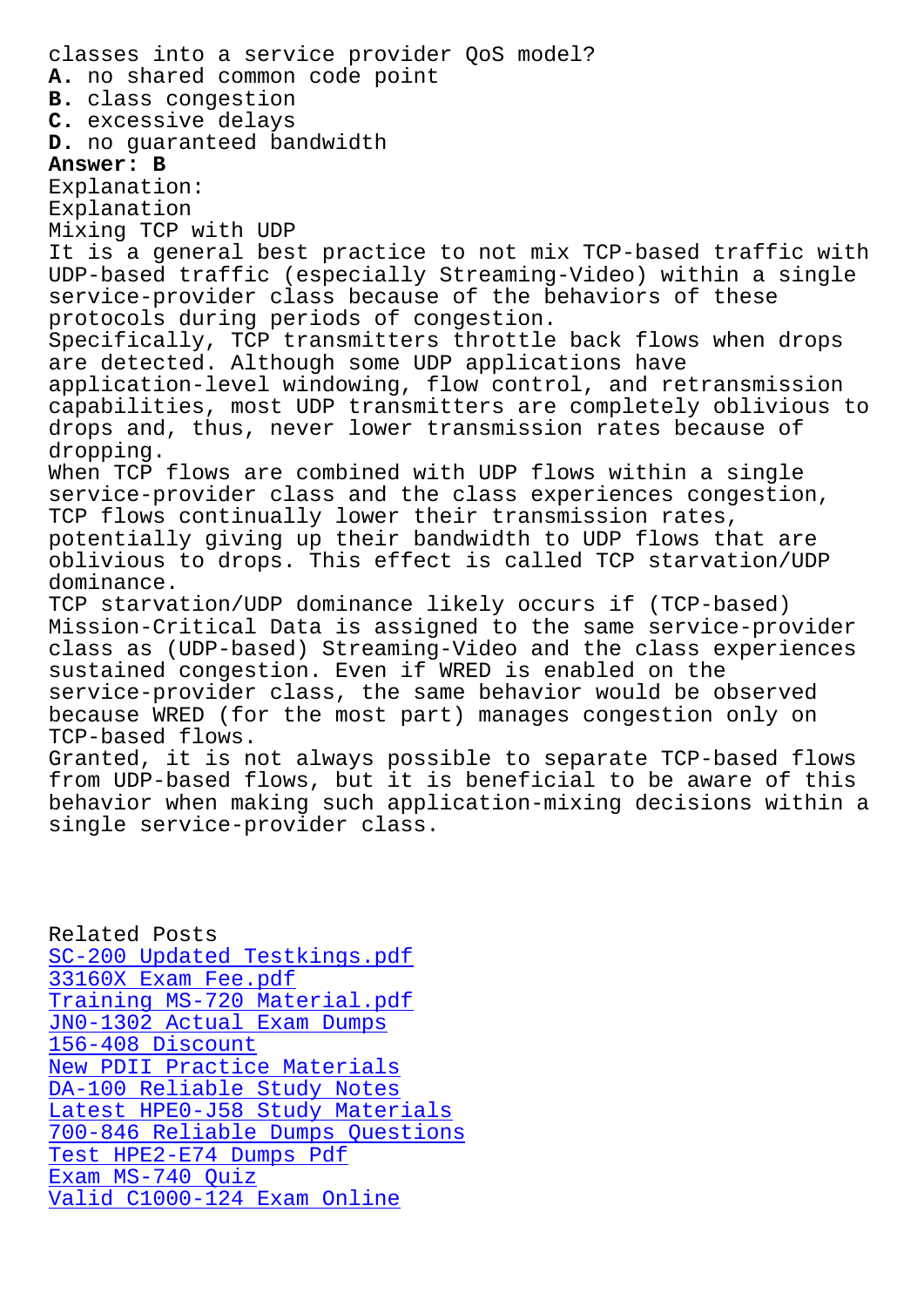classes into a service provider QoS model?

**A.** no shared common code point
**B.** class congestion
**C.** excessive delays
**D.** no guaranteed bandwidth

**Answer: B**

Explanation:
Explanation
Mixing TCP with UDP
It is a general best practice to not mix TCP-based traffic with UDP-based traffic (especially Streaming-Video) within a single service-provider class because of the behaviors of these protocols during periods of congestion.
Specifically, TCP transmitters throttle back flows when drops are detected. Although some UDP applications have application-level windowing, flow control, and retransmission capabilities, most UDP transmitters are completely oblivious to drops and, thus, never lower transmission rates because of dropping.
When TCP flows are combined with UDP flows within a single service-provider class and the class experiences congestion, TCP flows continually lower their transmission rates, potentially giving up their bandwidth to UDP flows that are oblivious to drops. This effect is called TCP starvation/UDP dominance.
TCP starvation/UDP dominance likely occurs if (TCP-based) Mission-Critical Data is assigned to the same service-provider class as (UDP-based) Streaming-Video and the class experiences sustained congestion. Even if WRED is enabled on the service-provider class, the same behavior would be observed because WRED (for the most part) manages congestion only on TCP-based flows.
Granted, it is not always possible to separate TCP-based flows from UDP-based flows, but it is beneficial to be aware of this behavior when making such application-mixing decisions within a single service-provider class.

Related Posts
SC-200 Updated Testkings.pdf
33160X Exam Fee.pdf
Training MS-720 Material.pdf
JN0-1302 Actual Exam Dumps
156-408 Discount
New PDII Practice Materials
DA-100 Reliable Study Notes
Latest HPE0-J58 Study Materials
700-846 Reliable Dumps Questions
Test HPE2-E74 Dumps Pdf
Exam MS-740 Quiz
Valid C1000-124 Exam Online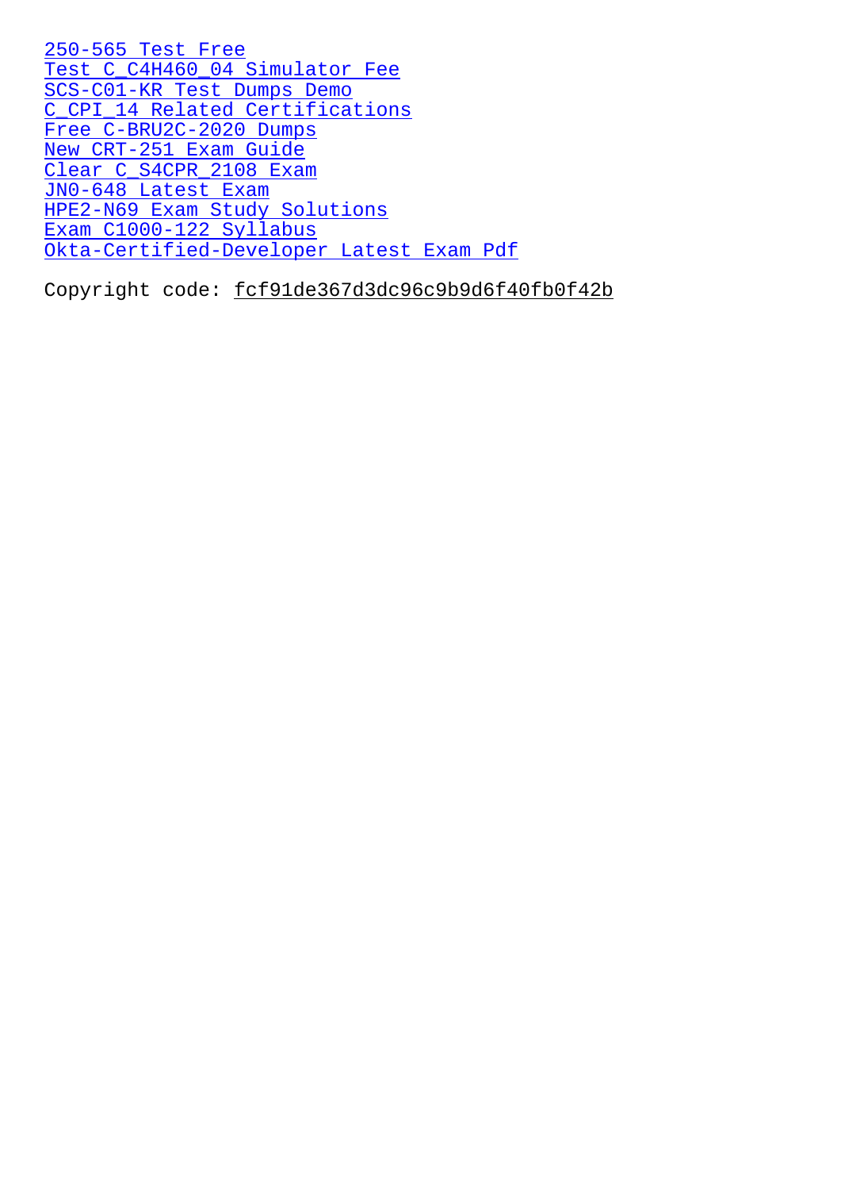250-565 Test Free
Test C_C4H460_04 Simulator Fee
SCS-C01-KR Test Dumps Demo
C_CPI_14 Related Certifications
Free C-BRU2C-2020 Dumps
New CRT-251 Exam Guide
Clear C_S4CPR_2108 Exam
JN0-648 Latest Exam
HPE2-N69 Exam Study Solutions
Exam C1000-122 Syllabus
Okta-Certified-Developer Latest Exam Pdf

Copyright code: fcf91de367d3dc96c9b9d6f40fb0f42b